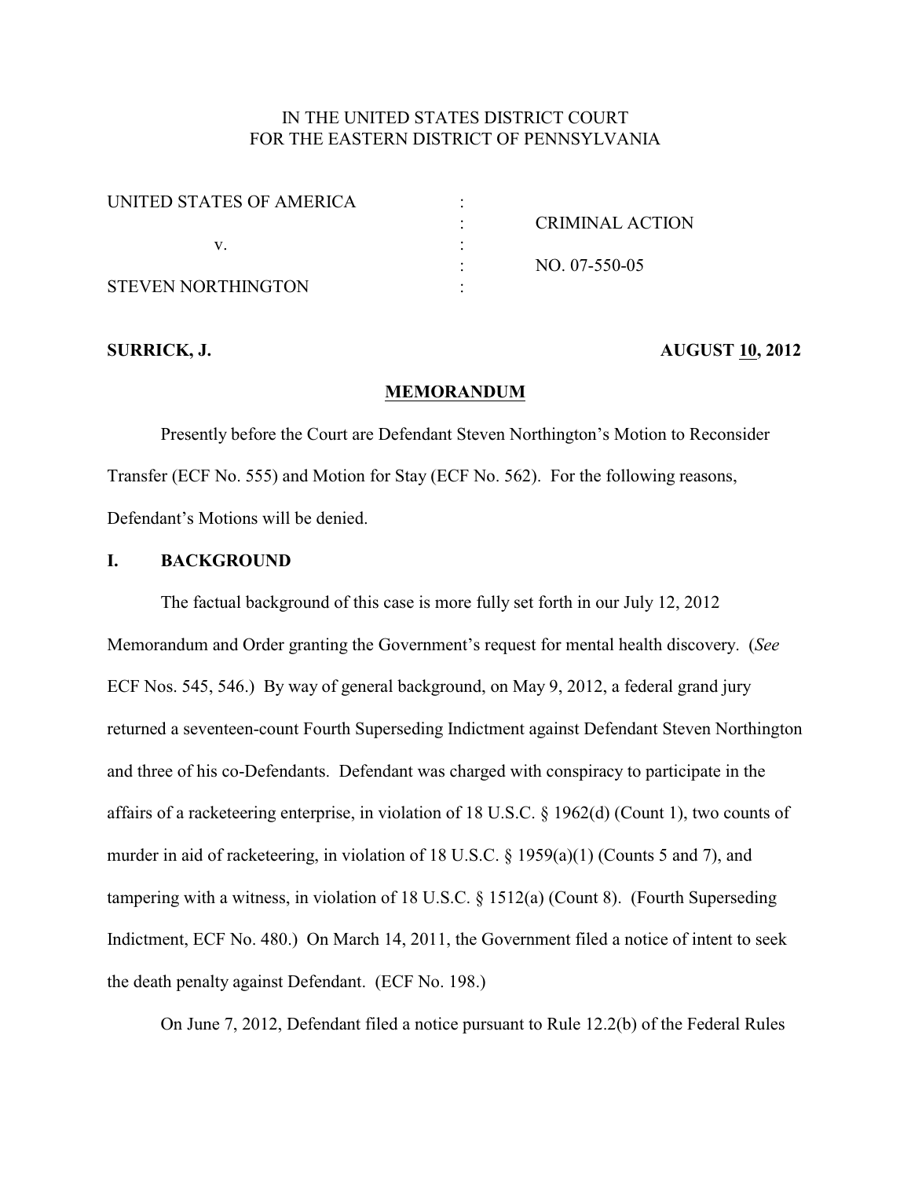IN THE UNITED STATES DISTRICT COURT
FOR THE EASTERN DISTRICT OF PENNSYLVANIA

| | | |
|---|---|---|
| UNITED STATES OF AMERICA | : | |
| | : | CRIMINAL ACTION |
| v. | : | |
| | : | NO. 07-550-05 |
| STEVEN NORTHINGTON | : | |

**SURRICK, J.** **AUGUST 10, 2012**

## MEMORANDUM

Presently before the Court are Defendant Steven Northington's Motion to Reconsider Transfer (ECF No. 555) and Motion for Stay (ECF No. 562). For the following reasons, Defendant's Motions will be denied.

## I. BACKGROUND

The factual background of this case is more fully set forth in our July 12, 2012 Memorandum and Order granting the Government's request for mental health discovery. (*See* ECF Nos. 545, 546.) By way of general background, on May 9, 2012, a federal grand jury returned a seventeen-count Fourth Superseding Indictment against Defendant Steven Northington and three of his co-Defendants. Defendant was charged with conspiracy to participate in the affairs of a racketeering enterprise, in violation of 18 U.S.C. § 1962(d) (Count 1), two counts of murder in aid of racketeering, in violation of 18 U.S.C. § 1959(a)(1) (Counts 5 and 7), and tampering with a witness, in violation of 18 U.S.C. § 1512(a) (Count 8). (Fourth Superseding Indictment, ECF No. 480.) On March 14, 2011, the Government filed a notice of intent to seek the death penalty against Defendant. (ECF No. 198.)

On June 7, 2012, Defendant filed a notice pursuant to Rule 12.2(b) of the Federal Rules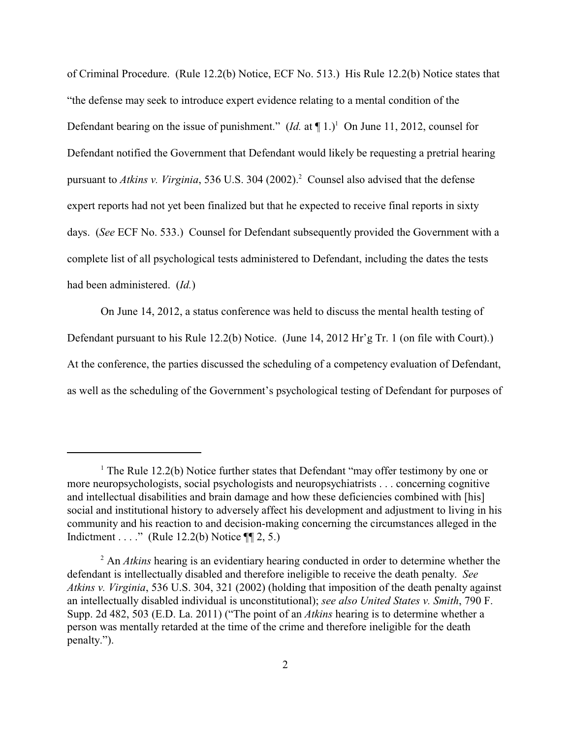of Criminal Procedure. (Rule 12.2(b) Notice, ECF No. 513.) His Rule 12.2(b) Notice states that "the defense may seek to introduce expert evidence relating to a mental condition of the Defendant bearing on the issue of punishment." (*Id.* at ¶ 1.)[1] On June 11, 2012, counsel for Defendant notified the Government that Defendant would likely be requesting a pretrial hearing pursuant to *Atkins v. Virginia*, 536 U.S. 304 (2002).[2] Counsel also advised that the defense expert reports had not yet been finalized but that he expected to receive final reports in sixty days. (*See* ECF No. 533.) Counsel for Defendant subsequently provided the Government with a complete list of all psychological tests administered to Defendant, including the dates the tests had been administered. (*Id.*)

On June 14, 2012, a status conference was held to discuss the mental health testing of Defendant pursuant to his Rule 12.2(b) Notice. (June 14, 2012 Hr'g Tr. 1 (on file with Court).) At the conference, the parties discussed the scheduling of a competency evaluation of Defendant, as well as the scheduling of the Government's psychological testing of Defendant for purposes of

---

[1] The Rule 12.2(b) Notice further states that Defendant "may offer testimony by one or more neuropsychologists, social psychologists and neuropsychiatrists . . . concerning cognitive and intellectual disabilities and brain damage and how these deficiencies combined with [his] social and institutional history to adversely affect his development and adjustment to living in his community and his reaction to and decision-making concerning the circumstances alleged in the Indictment . . . ." (Rule 12.2(b) Notice ¶¶ 2, 5.)

[2] An *Atkins* hearing is an evidentiary hearing conducted in order to determine whether the defendant is intellectually disabled and therefore ineligible to receive the death penalty. *See Atkins v. Virginia*, 536 U.S. 304, 321 (2002) (holding that imposition of the death penalty against an intellectually disabled individual is unconstitutional); *see also United States v. Smith*, 790 F. Supp. 2d 482, 503 (E.D. La. 2011) ("The point of an *Atkins* hearing is to determine whether a person was mentally retarded at the time of the crime and therefore ineligible for the death penalty.").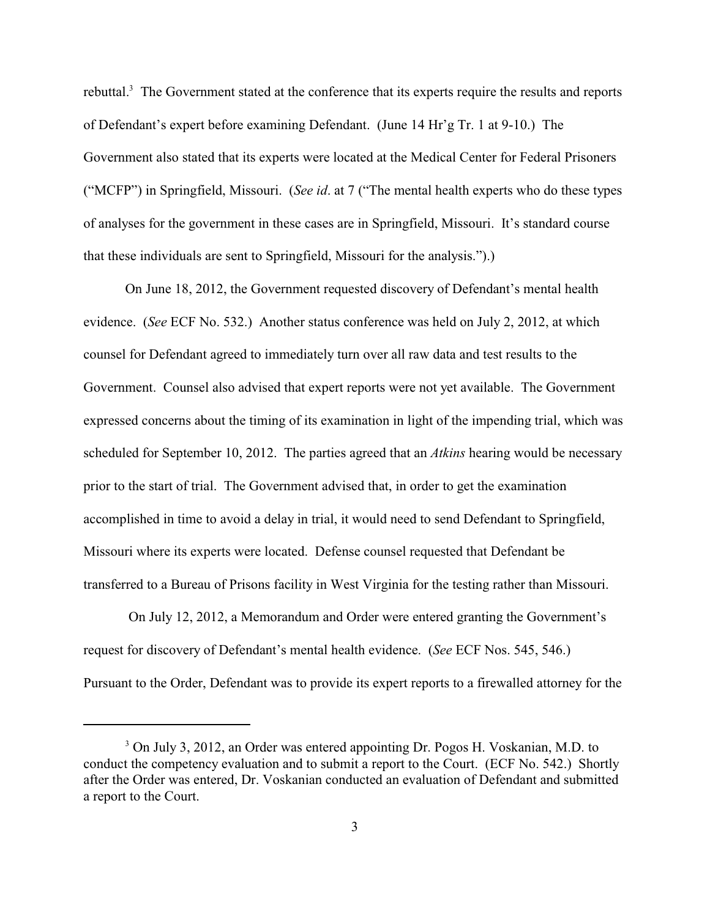rebuttal.[3] The Government stated at the conference that its experts require the results and reports of Defendant's expert before examining Defendant. (June 14 Hr'g Tr. 1 at 9-10.) The Government also stated that its experts were located at the Medical Center for Federal Prisoners ("MCFP") in Springfield, Missouri. (*See id*. at 7 ("The mental health experts who do these types of analyses for the government in these cases are in Springfield, Missouri. It's standard course that these individuals are sent to Springfield, Missouri for the analysis.").)

On June 18, 2012, the Government requested discovery of Defendant's mental health evidence. (*See* ECF No. 532.) Another status conference was held on July 2, 2012, at which counsel for Defendant agreed to immediately turn over all raw data and test results to the Government. Counsel also advised that expert reports were not yet available. The Government expressed concerns about the timing of its examination in light of the impending trial, which was scheduled for September 10, 2012. The parties agreed that an *Atkins* hearing would be necessary prior to the start of trial. The Government advised that, in order to get the examination accomplished in time to avoid a delay in trial, it would need to send Defendant to Springfield, Missouri where its experts were located. Defense counsel requested that Defendant be transferred to a Bureau of Prisons facility in West Virginia for the testing rather than Missouri.

On July 12, 2012, a Memorandum and Order were entered granting the Government's request for discovery of Defendant's mental health evidence. (*See* ECF Nos. 545, 546.) Pursuant to the Order, Defendant was to provide its expert reports to a firewalled attorney for the

---

[3] On July 3, 2012, an Order was entered appointing Dr. Pogos H. Voskanian, M.D. to conduct the competency evaluation and to submit a report to the Court. (ECF No. 542.) Shortly after the Order was entered, Dr. Voskanian conducted an evaluation of Defendant and submitted a report to the Court.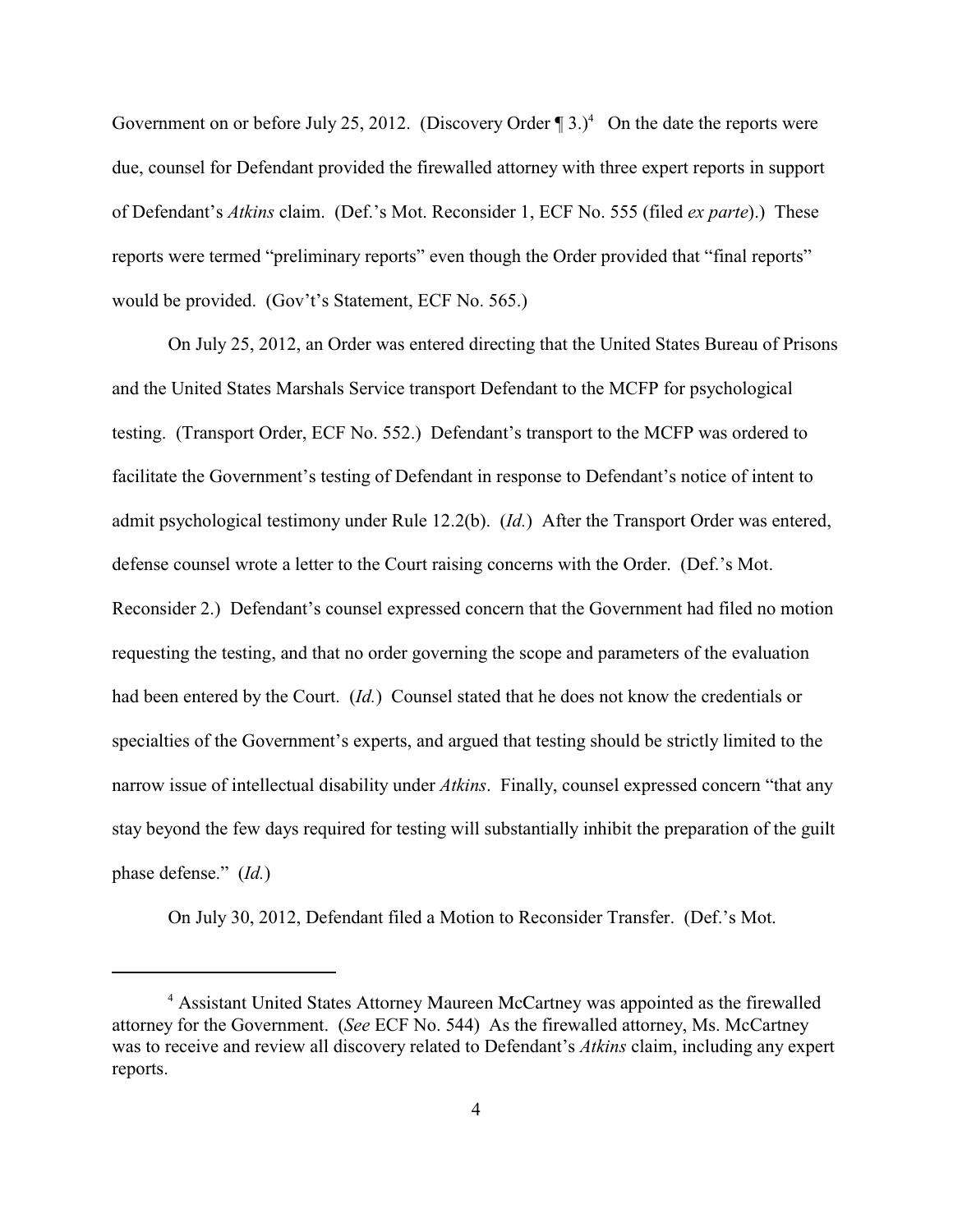Government on or before July 25, 2012. (Discovery Order ¶ 3.)[4] On the date the reports were due, counsel for Defendant provided the firewalled attorney with three expert reports in support of Defendant's *Atkins* claim. (Def.'s Mot. Reconsider 1, ECF No. 555 (filed *ex parte*).) These reports were termed "preliminary reports" even though the Order provided that "final reports" would be provided. (Gov't's Statement, ECF No. 565.)

On July 25, 2012, an Order was entered directing that the United States Bureau of Prisons and the United States Marshals Service transport Defendant to the MCFP for psychological testing. (Transport Order, ECF No. 552.) Defendant's transport to the MCFP was ordered to facilitate the Government's testing of Defendant in response to Defendant's notice of intent to admit psychological testimony under Rule 12.2(b). (*Id.*) After the Transport Order was entered, defense counsel wrote a letter to the Court raising concerns with the Order. (Def.'s Mot. Reconsider 2.) Defendant's counsel expressed concern that the Government had filed no motion requesting the testing, and that no order governing the scope and parameters of the evaluation had been entered by the Court. (*Id.*) Counsel stated that he does not know the credentials or specialties of the Government's experts, and argued that testing should be strictly limited to the narrow issue of intellectual disability under *Atkins*. Finally, counsel expressed concern "that any stay beyond the few days required for testing will substantially inhibit the preparation of the guilt phase defense." (*Id.*)

On July 30, 2012, Defendant filed a Motion to Reconsider Transfer. (Def.'s Mot.

---

[4] Assistant United States Attorney Maureen McCartney was appointed as the firewalled attorney for the Government. (*See* ECF No. 544) As the firewalled attorney, Ms. McCartney was to receive and review all discovery related to Defendant's *Atkins* claim, including any expert reports.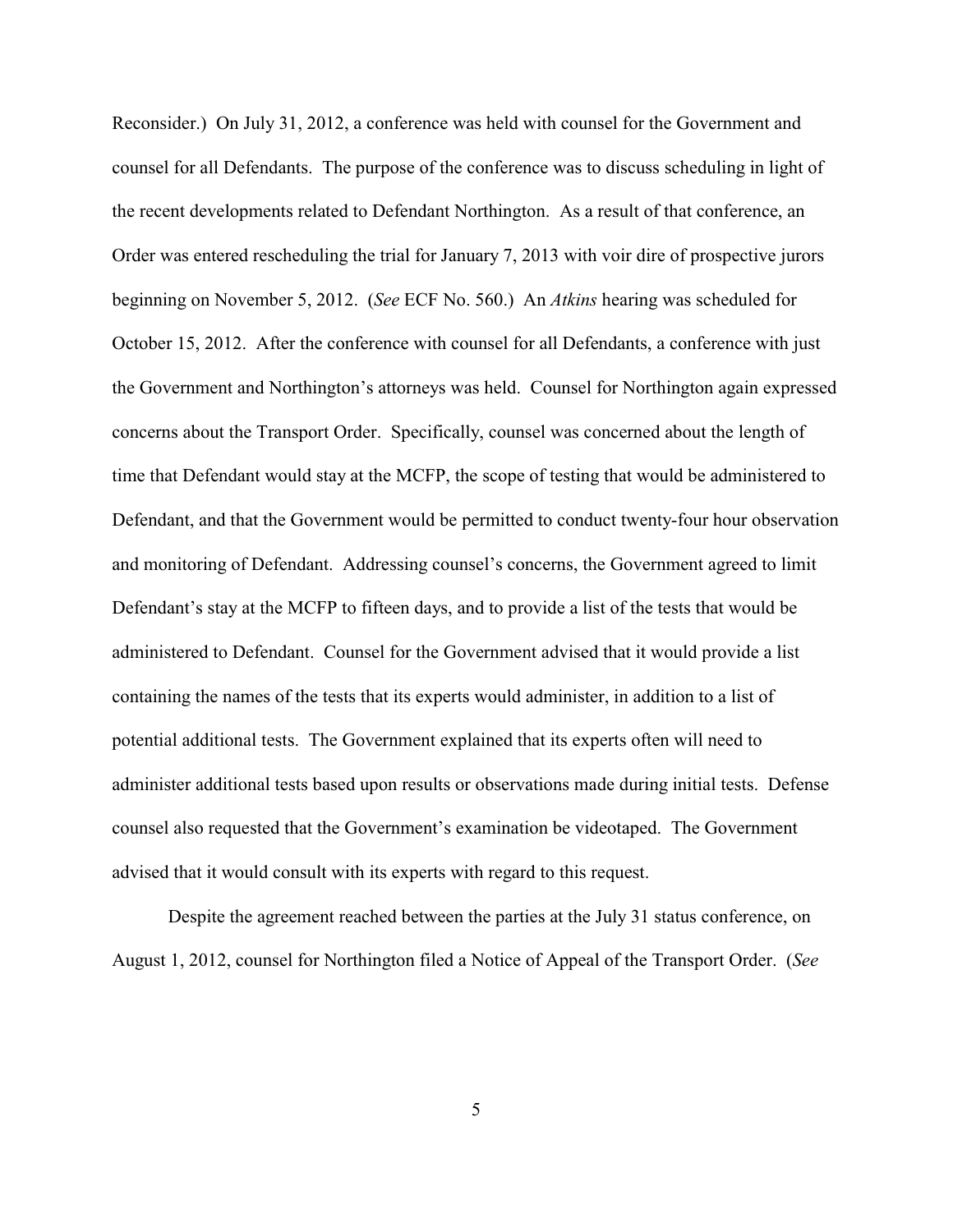Reconsider.) On July 31, 2012, a conference was held with counsel for the Government and counsel for all Defendants. The purpose of the conference was to discuss scheduling in light of the recent developments related to Defendant Northington. As a result of that conference, an Order was entered rescheduling the trial for January 7, 2013 with voir dire of prospective jurors beginning on November 5, 2012. (*See* ECF No. 560.) An *Atkins* hearing was scheduled for October 15, 2012. After the conference with counsel for all Defendants, a conference with just the Government and Northington's attorneys was held. Counsel for Northington again expressed concerns about the Transport Order. Specifically, counsel was concerned about the length of time that Defendant would stay at the MCFP, the scope of testing that would be administered to Defendant, and that the Government would be permitted to conduct twenty-four hour observation and monitoring of Defendant. Addressing counsel's concerns, the Government agreed to limit Defendant's stay at the MCFP to fifteen days, and to provide a list of the tests that would be administered to Defendant. Counsel for the Government advised that it would provide a list containing the names of the tests that its experts would administer, in addition to a list of potential additional tests. The Government explained that its experts often will need to administer additional tests based upon results or observations made during initial tests. Defense counsel also requested that the Government's examination be videotaped. The Government advised that it would consult with its experts with regard to this request.

Despite the agreement reached between the parties at the July 31 status conference, on August 1, 2012, counsel for Northington filed a Notice of Appeal of the Transport Order. (*See*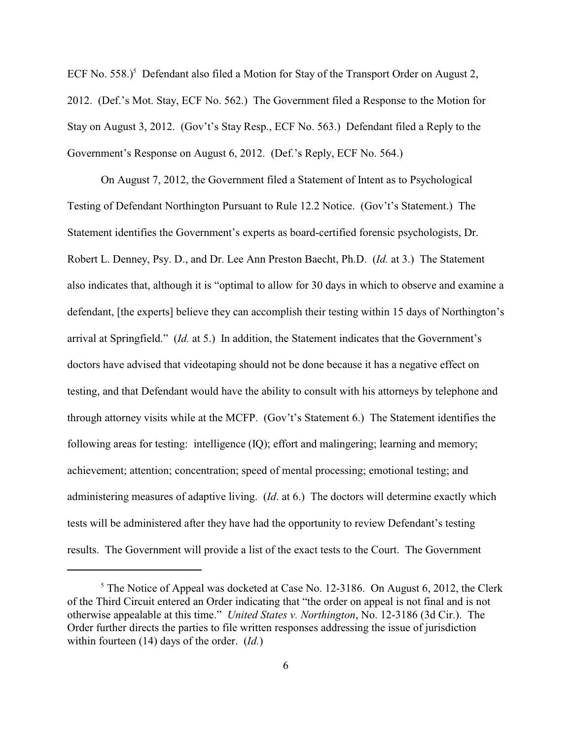ECF No. 558.)[5] Defendant also filed a Motion for Stay of the Transport Order on August 2, 2012. (Def.'s Mot. Stay, ECF No. 562.) The Government filed a Response to the Motion for Stay on August 3, 2012. (Gov't's Stay Resp., ECF No. 563.) Defendant filed a Reply to the Government's Response on August 6, 2012. (Def.'s Reply, ECF No. 564.)

On August 7, 2012, the Government filed a Statement of Intent as to Psychological Testing of Defendant Northington Pursuant to Rule 12.2 Notice. (Gov't's Statement.) The Statement identifies the Government's experts as board-certified forensic psychologists, Dr. Robert L. Denney, Psy. D., and Dr. Lee Ann Preston Baecht, Ph.D. (*Id.* at 3.) The Statement also indicates that, although it is "optimal to allow for 30 days in which to observe and examine a defendant, [the experts] believe they can accomplish their testing within 15 days of Northington's arrival at Springfield." (*Id.* at 5.) In addition, the Statement indicates that the Government's doctors have advised that videotaping should not be done because it has a negative effect on testing, and that Defendant would have the ability to consult with his attorneys by telephone and through attorney visits while at the MCFP. (Gov't's Statement 6.) The Statement identifies the following areas for testing: intelligence (IQ); effort and malingering; learning and memory; achievement; attention; concentration; speed of mental processing; emotional testing; and administering measures of adaptive living. (*Id*. at 6.) The doctors will determine exactly which tests will be administered after they have had the opportunity to review Defendant's testing results. The Government will provide a list of the exact tests to the Court. The Government

[5] The Notice of Appeal was docketed at Case No. 12-3186. On August 6, 2012, the Clerk of the Third Circuit entered an Order indicating that "the order on appeal is not final and is not otherwise appealable at this time." *United States v. Northington*, No. 12-3186 (3d Cir.). The Order further directs the parties to file written responses addressing the issue of jurisdiction within fourteen (14) days of the order. (*Id.*)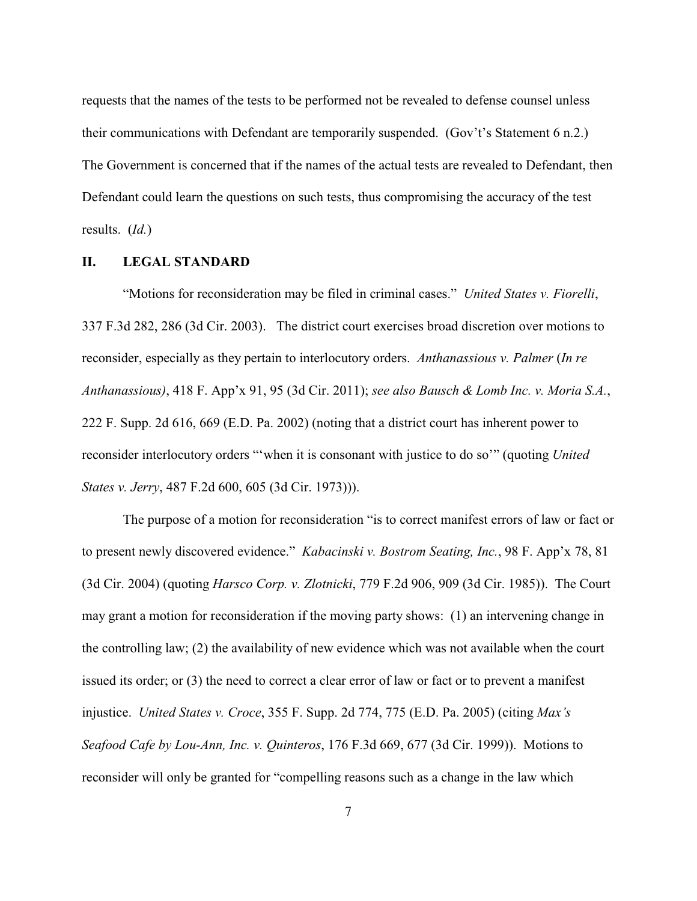requests that the names of the tests to be performed not be revealed to defense counsel unless their communications with Defendant are temporarily suspended. (Gov't's Statement 6 n.2.) The Government is concerned that if the names of the actual tests are revealed to Defendant, then Defendant could learn the questions on such tests, thus compromising the accuracy of the test results. (*Id.*)

## II. LEGAL STANDARD

"Motions for reconsideration may be filed in criminal cases." *United States v. Fiorelli*, 337 F.3d 282, 286 (3d Cir. 2003). The district court exercises broad discretion over motions to reconsider, especially as they pertain to interlocutory orders. *Anthanassious v. Palmer* (*In re Anthanassious)*, 418 F. App'x 91, 95 (3d Cir. 2011); *see also Bausch & Lomb Inc. v. Moria S.A.*, 222 F. Supp. 2d 616, 669 (E.D. Pa. 2002) (noting that a district court has inherent power to reconsider interlocutory orders "'when it is consonant with justice to do so'" (quoting *United States v. Jerry*, 487 F.2d 600, 605 (3d Cir. 1973))).

The purpose of a motion for reconsideration "is to correct manifest errors of law or fact or to present newly discovered evidence." *Kabacinski v. Bostrom Seating, Inc.*, 98 F. App'x 78, 81 (3d Cir. 2004) (quoting *Harsco Corp. v. Zlotnicki*, 779 F.2d 906, 909 (3d Cir. 1985)). The Court may grant a motion for reconsideration if the moving party shows: (1) an intervening change in the controlling law; (2) the availability of new evidence which was not available when the court issued its order; or (3) the need to correct a clear error of law or fact or to prevent a manifest injustice. *United States v. Croce*, 355 F. Supp. 2d 774, 775 (E.D. Pa. 2005) (citing *Max's Seafood Cafe by Lou-Ann, Inc. v. Quinteros*, 176 F.3d 669, 677 (3d Cir. 1999)). Motions to reconsider will only be granted for "compelling reasons such as a change in the law which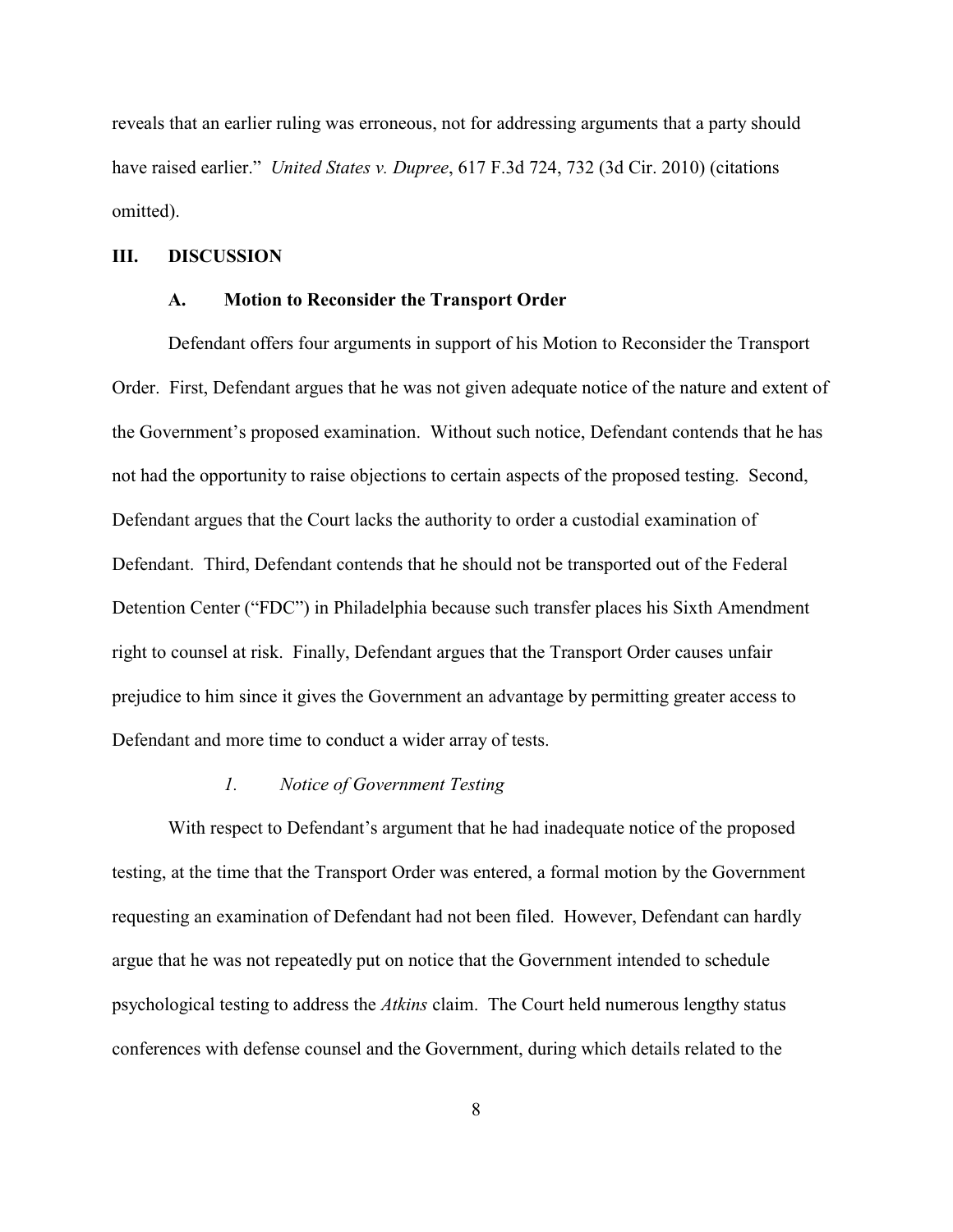reveals that an earlier ruling was erroneous, not for addressing arguments that a party should have raised earlier." *United States v. Dupree*, 617 F.3d 724, 732 (3d Cir. 2010) (citations omitted).

## III. DISCUSSION

### A. Motion to Reconsider the Transport Order

Defendant offers four arguments in support of his Motion to Reconsider the Transport Order. First, Defendant argues that he was not given adequate notice of the nature and extent of the Government's proposed examination. Without such notice, Defendant contends that he has not had the opportunity to raise objections to certain aspects of the proposed testing. Second, Defendant argues that the Court lacks the authority to order a custodial examination of Defendant. Third, Defendant contends that he should not be transported out of the Federal Detention Center ("FDC") in Philadelphia because such transfer places his Sixth Amendment right to counsel at risk. Finally, Defendant argues that the Transport Order causes unfair prejudice to him since it gives the Government an advantage by permitting greater access to Defendant and more time to conduct a wider array of tests.

#### *1. Notice of Government Testing*

With respect to Defendant's argument that he had inadequate notice of the proposed testing, at the time that the Transport Order was entered, a formal motion by the Government requesting an examination of Defendant had not been filed. However, Defendant can hardly argue that he was not repeatedly put on notice that the Government intended to schedule psychological testing to address the *Atkins* claim. The Court held numerous lengthy status conferences with defense counsel and the Government, during which details related to the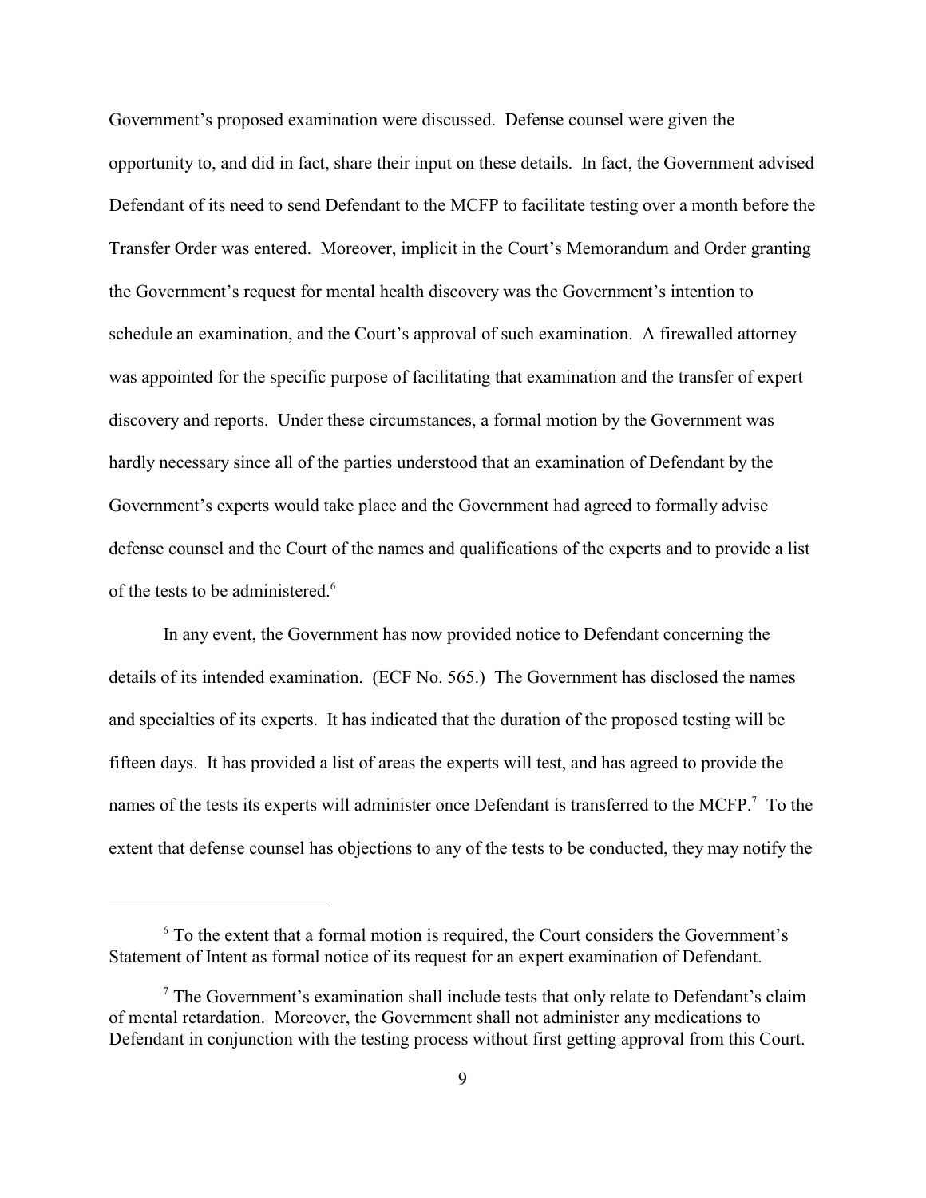Government's proposed examination were discussed. Defense counsel were given the opportunity to, and did in fact, share their input on these details. In fact, the Government advised Defendant of its need to send Defendant to the MCFP to facilitate testing over a month before the Transfer Order was entered. Moreover, implicit in the Court's Memorandum and Order granting the Government's request for mental health discovery was the Government's intention to schedule an examination, and the Court's approval of such examination. A firewalled attorney was appointed for the specific purpose of facilitating that examination and the transfer of expert discovery and reports. Under these circumstances, a formal motion by the Government was hardly necessary since all of the parties understood that an examination of Defendant by the Government's experts would take place and the Government had agreed to formally advise defense counsel and the Court of the names and qualifications of the experts and to provide a list of the tests to be administered.[6]

In any event, the Government has now provided notice to Defendant concerning the details of its intended examination. (ECF No. 565.) The Government has disclosed the names and specialties of its experts. It has indicated that the duration of the proposed testing will be fifteen days. It has provided a list of areas the experts will test, and has agreed to provide the names of the tests its experts will administer once Defendant is transferred to the MCFP.[7] To the extent that defense counsel has objections to any of the tests to be conducted, they may notify the

---

[6] To the extent that a formal motion is required, the Court considers the Government's Statement of Intent as formal notice of its request for an expert examination of Defendant.

[7] The Government's examination shall include tests that only relate to Defendant's claim of mental retardation. Moreover, the Government shall not administer any medications to Defendant in conjunction with the testing process without first getting approval from this Court.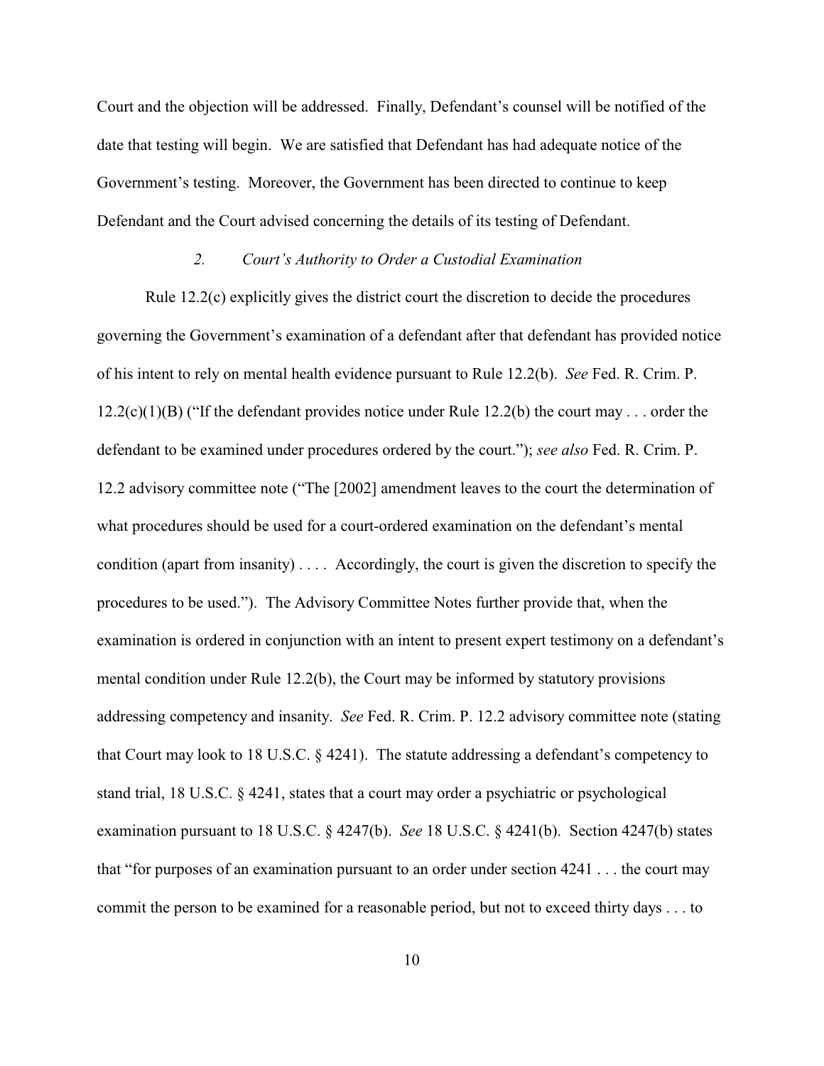Court and the objection will be addressed. Finally, Defendant's counsel will be notified of the date that testing will begin. We are satisfied that Defendant has had adequate notice of the Government's testing. Moreover, the Government has been directed to continue to keep Defendant and the Court advised concerning the details of its testing of Defendant.

### *2. Court's Authority to Order a Custodial Examination*

Rule 12.2(c) explicitly gives the district court the discretion to decide the procedures governing the Government's examination of a defendant after that defendant has provided notice of his intent to rely on mental health evidence pursuant to Rule 12.2(b). *See* Fed. R. Crim. P. 12.2(c)(1)(B) ("If the defendant provides notice under Rule 12.2(b) the court may . . . order the defendant to be examined under procedures ordered by the court."); *see also* Fed. R. Crim. P. 12.2 advisory committee note ("The [2002] amendment leaves to the court the determination of what procedures should be used for a court-ordered examination on the defendant's mental condition (apart from insanity) . . . . Accordingly, the court is given the discretion to specify the procedures to be used."). The Advisory Committee Notes further provide that, when the examination is ordered in conjunction with an intent to present expert testimony on a defendant's mental condition under Rule 12.2(b), the Court may be informed by statutory provisions addressing competency and insanity. *See* Fed. R. Crim. P. 12.2 advisory committee note (stating that Court may look to 18 U.S.C. § 4241). The statute addressing a defendant's competency to stand trial, 18 U.S.C. § 4241, states that a court may order a psychiatric or psychological examination pursuant to 18 U.S.C. § 4247(b). *See* 18 U.S.C. § 4241(b). Section 4247(b) states that "for purposes of an examination pursuant to an order under section 4241 . . . the court may commit the person to be examined for a reasonable period, but not to exceed thirty days . . . to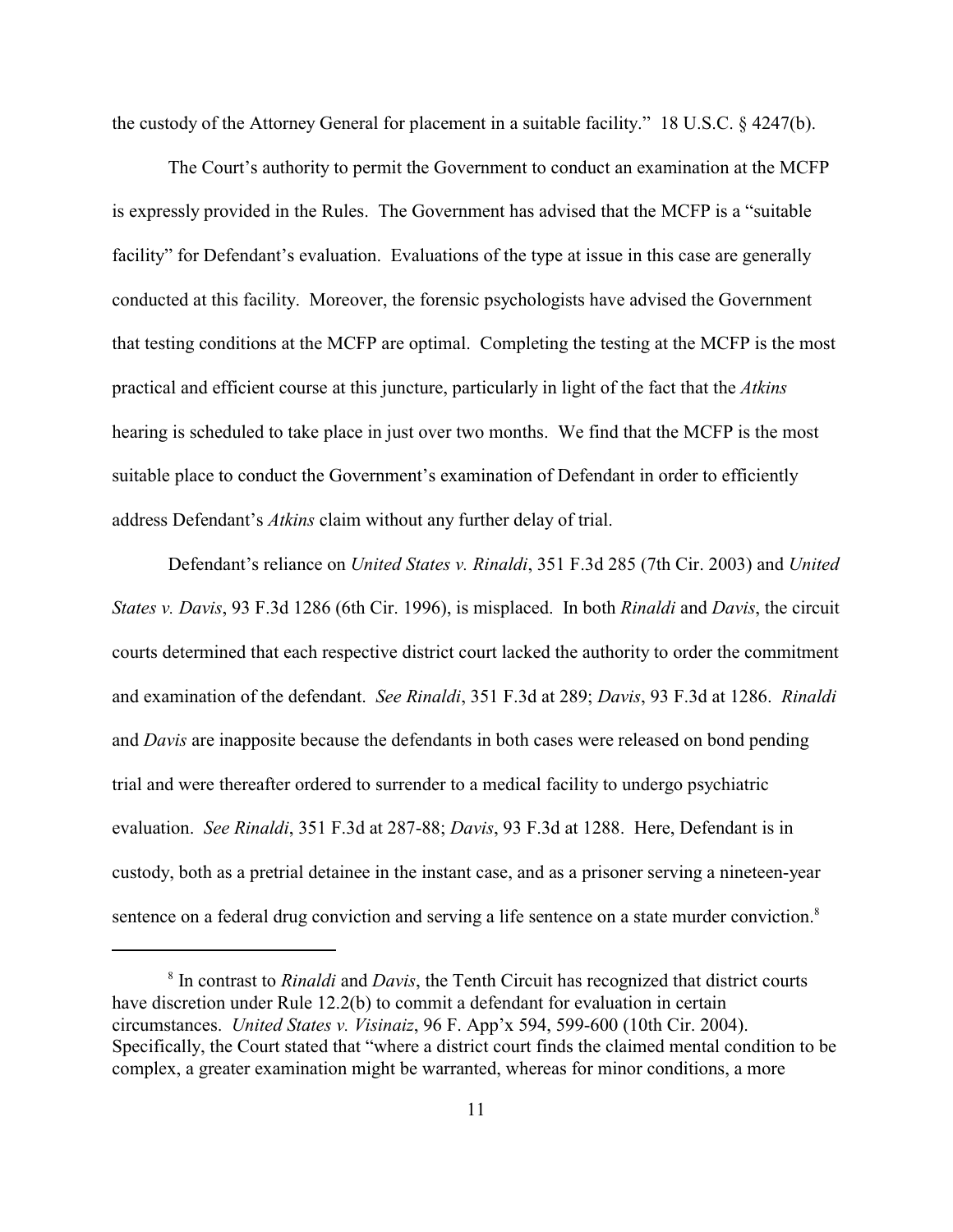the custody of the Attorney General for placement in a suitable facility." 18 U.S.C. § 4247(b).

The Court's authority to permit the Government to conduct an examination at the MCFP is expressly provided in the Rules. The Government has advised that the MCFP is a "suitable facility" for Defendant's evaluation. Evaluations of the type at issue in this case are generally conducted at this facility. Moreover, the forensic psychologists have advised the Government that testing conditions at the MCFP are optimal. Completing the testing at the MCFP is the most practical and efficient course at this juncture, particularly in light of the fact that the *Atkins* hearing is scheduled to take place in just over two months. We find that the MCFP is the most suitable place to conduct the Government's examination of Defendant in order to efficiently address Defendant's *Atkins* claim without any further delay of trial.

Defendant's reliance on *United States v. Rinaldi*, 351 F.3d 285 (7th Cir. 2003) and *United States v. Davis*, 93 F.3d 1286 (6th Cir. 1996), is misplaced. In both *Rinaldi* and *Davis*, the circuit courts determined that each respective district court lacked the authority to order the commitment and examination of the defendant. *See Rinaldi*, 351 F.3d at 289; *Davis*, 93 F.3d at 1286. *Rinaldi* and *Davis* are inapposite because the defendants in both cases were released on bond pending trial and were thereafter ordered to surrender to a medical facility to undergo psychiatric evaluation. *See Rinaldi*, 351 F.3d at 287-88; *Davis*, 93 F.3d at 1288. Here, Defendant is in custody, both as a pretrial detainee in the instant case, and as a prisoner serving a nineteen-year sentence on a federal drug conviction and serving a life sentence on a state murder conviction.[8]

[8] In contrast to *Rinaldi* and *Davis*, the Tenth Circuit has recognized that district courts have discretion under Rule 12.2(b) to commit a defendant for evaluation in certain circumstances. *United States v. Visinaiz*, 96 F. App'x 594, 599-600 (10th Cir. 2004). Specifically, the Court stated that "where a district court finds the claimed mental condition to be complex, a greater examination might be warranted, whereas for minor conditions, a more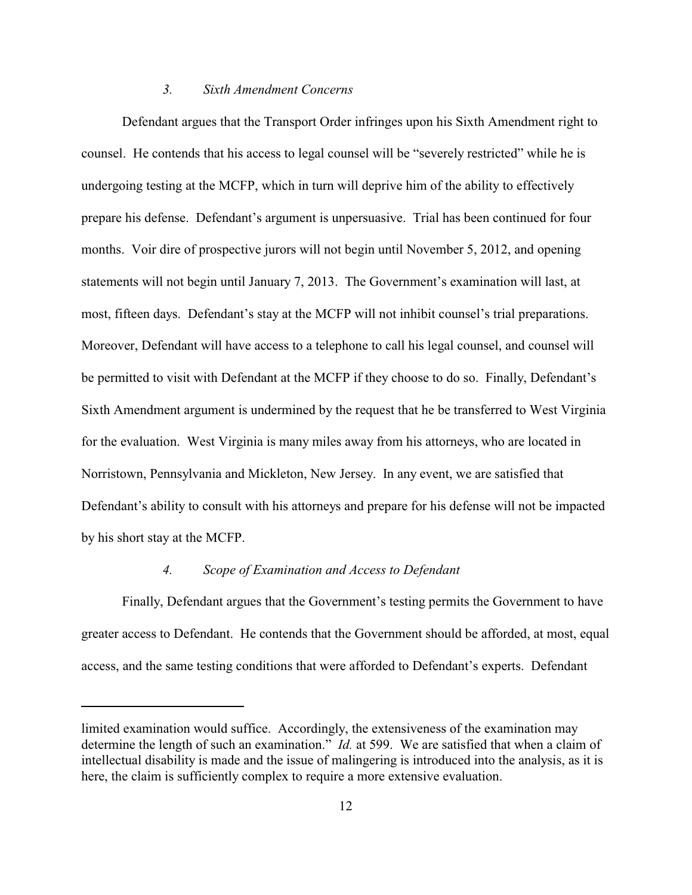### *3. Sixth Amendment Concerns*

Defendant argues that the Transport Order infringes upon his Sixth Amendment right to counsel. He contends that his access to legal counsel will be "severely restricted" while he is undergoing testing at the MCFP, which in turn will deprive him of the ability to effectively prepare his defense. Defendant's argument is unpersuasive. Trial has been continued for four months. Voir dire of prospective jurors will not begin until November 5, 2012, and opening statements will not begin until January 7, 2013. The Government's examination will last, at most, fifteen days. Defendant's stay at the MCFP will not inhibit counsel's trial preparations. Moreover, Defendant will have access to a telephone to call his legal counsel, and counsel will be permitted to visit with Defendant at the MCFP if they choose to do so. Finally, Defendant's Sixth Amendment argument is undermined by the request that he be transferred to West Virginia for the evaluation. West Virginia is many miles away from his attorneys, who are located in Norristown, Pennsylvania and Mickleton, New Jersey. In any event, we are satisfied that Defendant's ability to consult with his attorneys and prepare for his defense will not be impacted by his short stay at the MCFP.

### *4. Scope of Examination and Access to Defendant*

Finally, Defendant argues that the Government's testing permits the Government to have greater access to Defendant. He contends that the Government should be afforded, at most, equal access, and the same testing conditions that were afforded to Defendant's experts. Defendant

---

limited examination would suffice. Accordingly, the extensiveness of the examination may determine the length of such an examination." *Id.* at 599. We are satisfied that when a claim of intellectual disability is made and the issue of malingering is introduced into the analysis, as it is here, the claim is sufficiently complex to require a more extensive evaluation.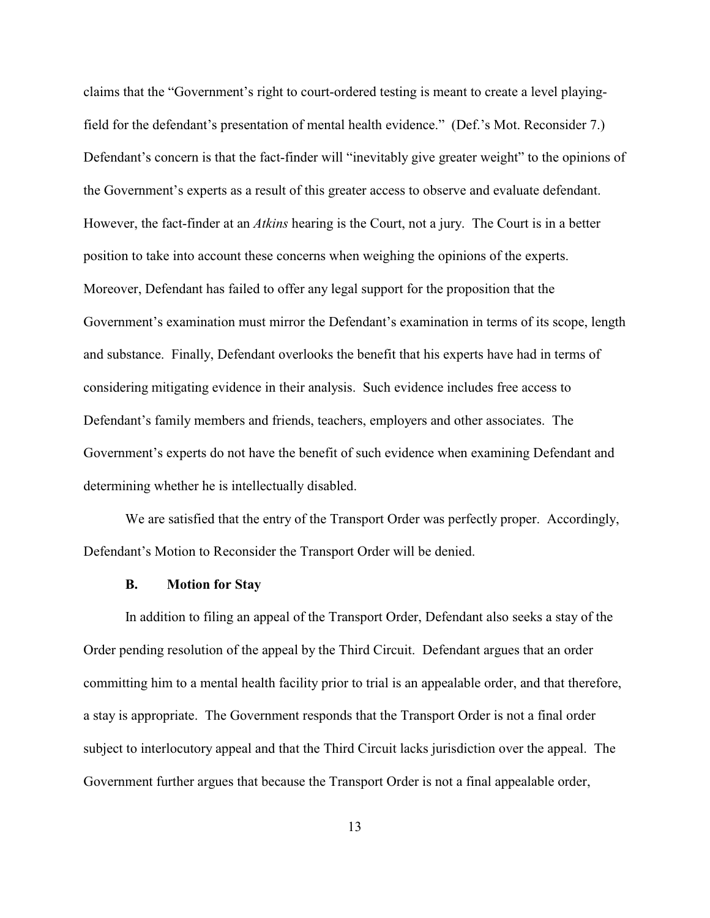claims that the "Government's right to court-ordered testing is meant to create a level playing-field for the defendant's presentation of mental health evidence." (Def.'s Mot. Reconsider 7.) Defendant's concern is that the fact-finder will "inevitably give greater weight" to the opinions of the Government's experts as a result of this greater access to observe and evaluate defendant. However, the fact-finder at an *Atkins* hearing is the Court, not a jury. The Court is in a better position to take into account these concerns when weighing the opinions of the experts. Moreover, Defendant has failed to offer any legal support for the proposition that the Government's examination must mirror the Defendant's examination in terms of its scope, length and substance. Finally, Defendant overlooks the benefit that his experts have had in terms of considering mitigating evidence in their analysis. Such evidence includes free access to Defendant's family members and friends, teachers, employers and other associates. The Government's experts do not have the benefit of such evidence when examining Defendant and determining whether he is intellectually disabled.

We are satisfied that the entry of the Transport Order was perfectly proper. Accordingly, Defendant's Motion to Reconsider the Transport Order will be denied.

### B. Motion for Stay

In addition to filing an appeal of the Transport Order, Defendant also seeks a stay of the Order pending resolution of the appeal by the Third Circuit. Defendant argues that an order committing him to a mental health facility prior to trial is an appealable order, and that therefore, a stay is appropriate. The Government responds that the Transport Order is not a final order subject to interlocutory appeal and that the Third Circuit lacks jurisdiction over the appeal. The Government further argues that because the Transport Order is not a final appealable order,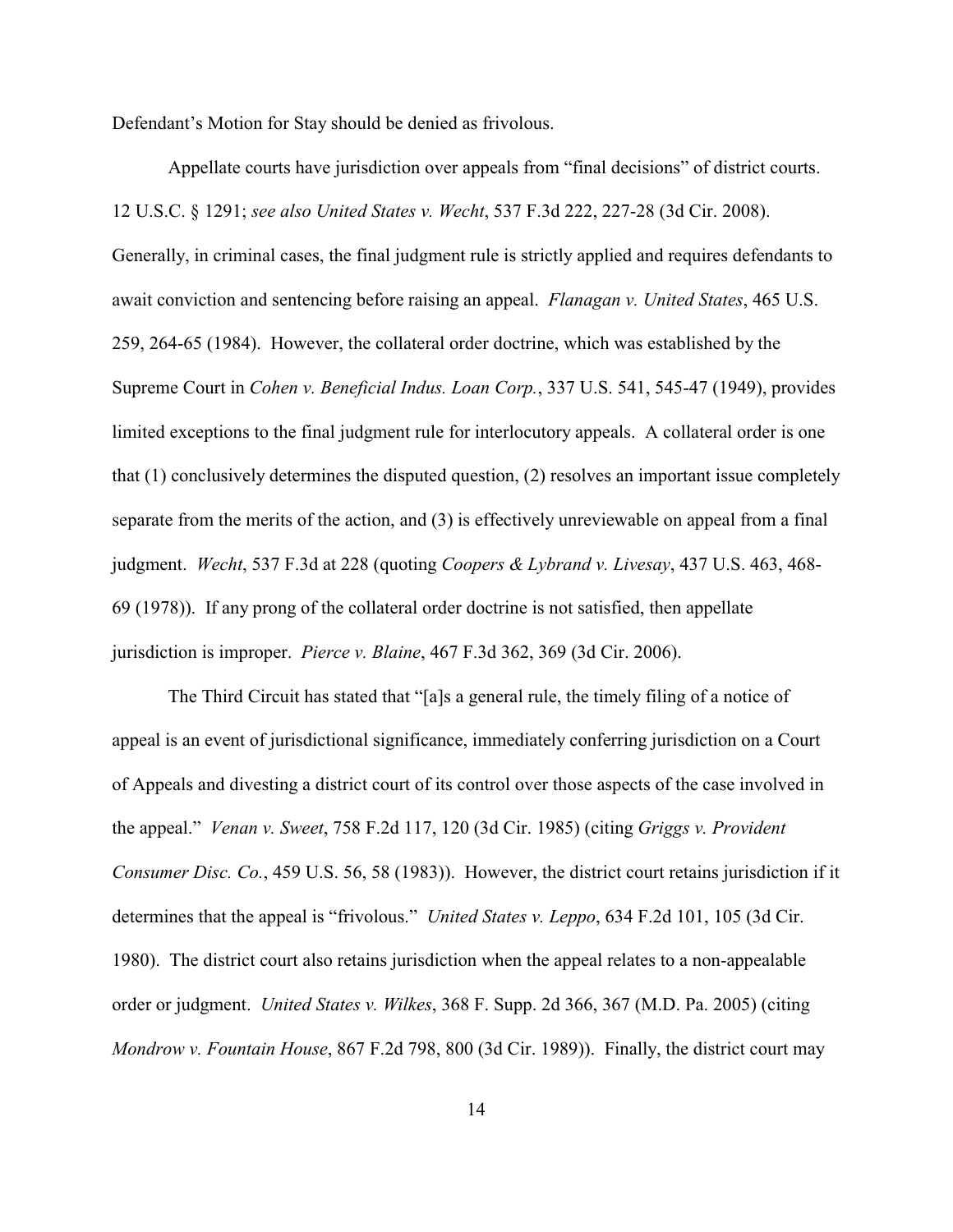Defendant's Motion for Stay should be denied as frivolous.

Appellate courts have jurisdiction over appeals from "final decisions" of district courts. 12 U.S.C. § 1291; *see also United States v. Wecht*, 537 F.3d 222, 227-28 (3d Cir. 2008). Generally, in criminal cases, the final judgment rule is strictly applied and requires defendants to await conviction and sentencing before raising an appeal. *Flanagan v. United States*, 465 U.S. 259, 264-65 (1984). However, the collateral order doctrine, which was established by the Supreme Court in *Cohen v. Beneficial Indus. Loan Corp.*, 337 U.S. 541, 545-47 (1949), provides limited exceptions to the final judgment rule for interlocutory appeals. A collateral order is one that (1) conclusively determines the disputed question, (2) resolves an important issue completely separate from the merits of the action, and (3) is effectively unreviewable on appeal from a final judgment. *Wecht*, 537 F.3d at 228 (quoting *Coopers & Lybrand v. Livesay*, 437 U.S. 463, 468-69 (1978)). If any prong of the collateral order doctrine is not satisfied, then appellate jurisdiction is improper. *Pierce v. Blaine*, 467 F.3d 362, 369 (3d Cir. 2006).

The Third Circuit has stated that "[a]s a general rule, the timely filing of a notice of appeal is an event of jurisdictional significance, immediately conferring jurisdiction on a Court of Appeals and divesting a district court of its control over those aspects of the case involved in the appeal." *Venan v. Sweet*, 758 F.2d 117, 120 (3d Cir. 1985) (citing *Griggs v. Provident Consumer Disc. Co.*, 459 U.S. 56, 58 (1983)). However, the district court retains jurisdiction if it determines that the appeal is "frivolous." *United States v. Leppo*, 634 F.2d 101, 105 (3d Cir. 1980). The district court also retains jurisdiction when the appeal relates to a non-appealable order or judgment. *United States v. Wilkes*, 368 F. Supp. 2d 366, 367 (M.D. Pa. 2005) (citing *Mondrow v. Fountain House*, 867 F.2d 798, 800 (3d Cir. 1989)). Finally, the district court may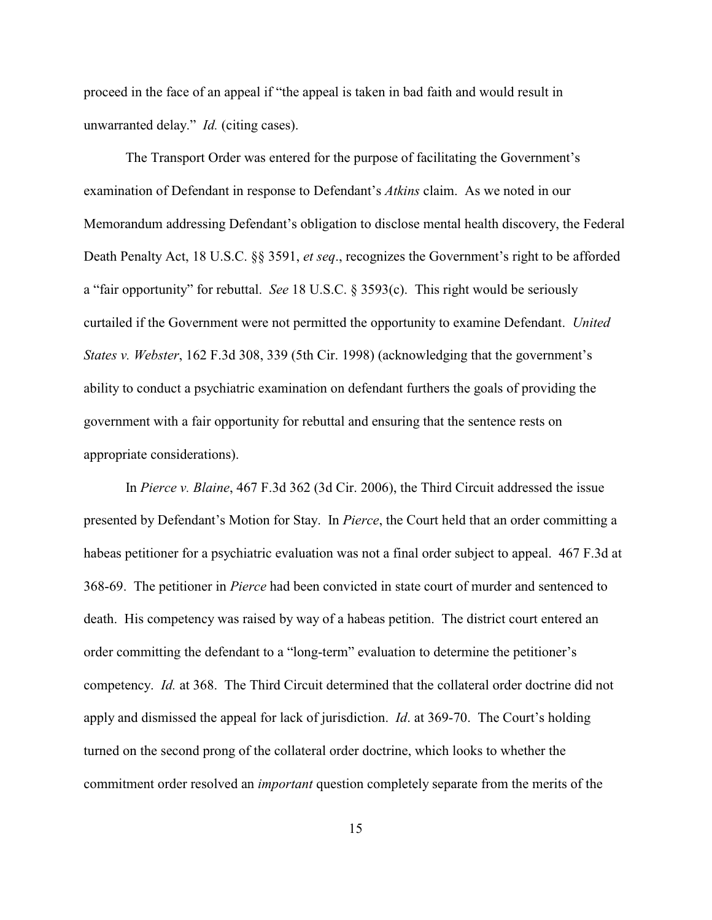proceed in the face of an appeal if "the appeal is taken in bad faith and would result in unwarranted delay." *Id.* (citing cases).

The Transport Order was entered for the purpose of facilitating the Government's examination of Defendant in response to Defendant's *Atkins* claim. As we noted in our Memorandum addressing Defendant's obligation to disclose mental health discovery, the Federal Death Penalty Act, 18 U.S.C. §§ 3591, *et seq*., recognizes the Government's right to be afforded a "fair opportunity" for rebuttal. *See* 18 U.S.C. § 3593(c). This right would be seriously curtailed if the Government were not permitted the opportunity to examine Defendant. *United States v. Webster*, 162 F.3d 308, 339 (5th Cir. 1998) (acknowledging that the government's ability to conduct a psychiatric examination on defendant furthers the goals of providing the government with a fair opportunity for rebuttal and ensuring that the sentence rests on appropriate considerations).

In *Pierce v. Blaine*, 467 F.3d 362 (3d Cir. 2006), the Third Circuit addressed the issue presented by Defendant's Motion for Stay. In *Pierce*, the Court held that an order committing a habeas petitioner for a psychiatric evaluation was not a final order subject to appeal. 467 F.3d at 368-69. The petitioner in *Pierce* had been convicted in state court of murder and sentenced to death. His competency was raised by way of a habeas petition. The district court entered an order committing the defendant to a "long-term" evaluation to determine the petitioner's competency. *Id.* at 368. The Third Circuit determined that the collateral order doctrine did not apply and dismissed the appeal for lack of jurisdiction. *Id*. at 369-70. The Court's holding turned on the second prong of the collateral order doctrine, which looks to whether the commitment order resolved an *important* question completely separate from the merits of the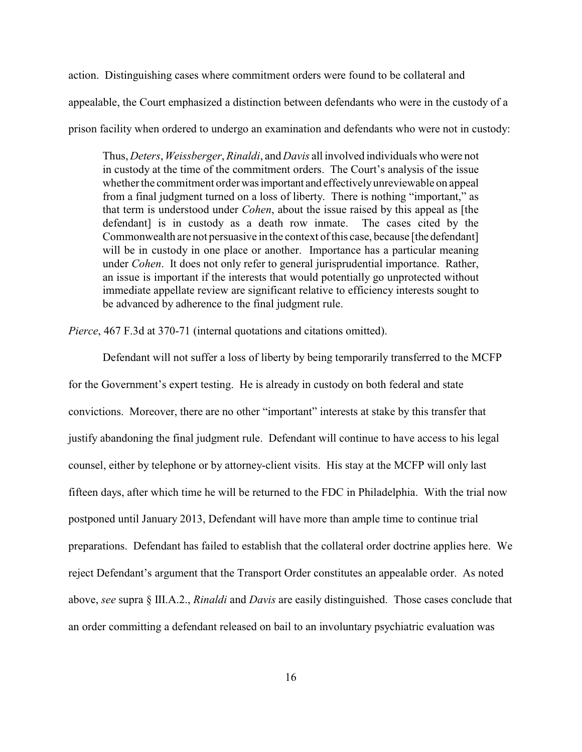action. Distinguishing cases where commitment orders were found to be collateral and appealable, the Court emphasized a distinction between defendants who were in the custody of a prison facility when ordered to undergo an examination and defendants who were not in custody:

> Thus, *Deters*, *Weissberger*, *Rinaldi*, and *Davis* all involved individuals who were not in custody at the time of the commitment orders. The Court's analysis of the issue whether the commitment order was important and effectively unreviewable on appeal from a final judgment turned on a loss of liberty. There is nothing "important," as that term is understood under *Cohen*, about the issue raised by this appeal as [the defendant] is in custody as a death row inmate. The cases cited by the Commonwealth are not persuasive in the context of this case, because [the defendant] will be in custody in one place or another. Importance has a particular meaning under *Cohen*. It does not only refer to general jurisprudential importance. Rather, an issue is important if the interests that would potentially go unprotected without immediate appellate review are significant relative to efficiency interests sought to be advanced by adherence to the final judgment rule.

*Pierce*, 467 F.3d at 370-71 (internal quotations and citations omitted).

Defendant will not suffer a loss of liberty by being temporarily transferred to the MCFP for the Government's expert testing. He is already in custody on both federal and state convictions. Moreover, there are no other "important" interests at stake by this transfer that justify abandoning the final judgment rule. Defendant will continue to have access to his legal counsel, either by telephone or by attorney-client visits. His stay at the MCFP will only last fifteen days, after which time he will be returned to the FDC in Philadelphia. With the trial now postponed until January 2013, Defendant will have more than ample time to continue trial preparations. Defendant has failed to establish that the collateral order doctrine applies here. We reject Defendant's argument that the Transport Order constitutes an appealable order. As noted above, *see* supra § III.A.2., *Rinaldi* and *Davis* are easily distinguished. Those cases conclude that an order committing a defendant released on bail to an involuntary psychiatric evaluation was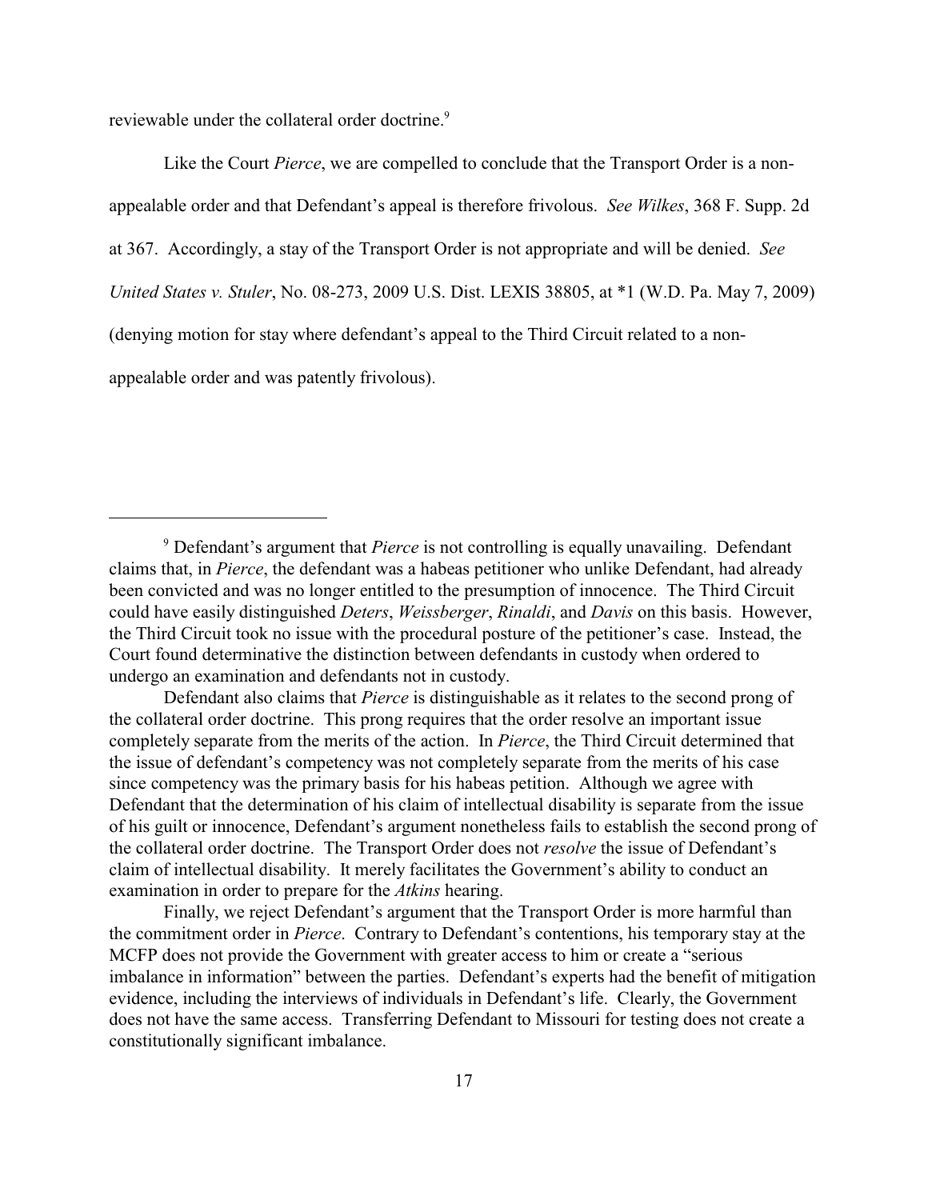reviewable under the collateral order doctrine.[9]

Like the Court *Pierce*, we are compelled to conclude that the Transport Order is a non-appealable order and that Defendant's appeal is therefore frivolous. *See Wilkes*, 368 F. Supp. 2d at 367. Accordingly, a stay of the Transport Order is not appropriate and will be denied. *See United States v. Stuler*, No. 08-273, 2009 U.S. Dist. LEXIS 38805, at *1 (W.D. Pa. May 7, 2009) (denying motion for stay where defendant's appeal to the Third Circuit related to a non-appealable order and was patently frivolous).

---

[9] Defendant's argument that *Pierce* is not controlling is equally unavailing. Defendant claims that, in *Pierce*, the defendant was a habeas petitioner who unlike Defendant, had already been convicted and was no longer entitled to the presumption of innocence. The Third Circuit could have easily distinguished *Deters*, *Weissberger*, *Rinaldi*, and *Davis* on this basis. However, the Third Circuit took no issue with the procedural posture of the petitioner's case. Instead, the Court found determinative the distinction between defendants in custody when ordered to undergo an examination and defendants not in custody.

Defendant also claims that *Pierce* is distinguishable as it relates to the second prong of the collateral order doctrine. This prong requires that the order resolve an important issue completely separate from the merits of the action. In *Pierce*, the Third Circuit determined that the issue of defendant's competency was not completely separate from the merits of his case since competency was the primary basis for his habeas petition. Although we agree with Defendant that the determination of his claim of intellectual disability is separate from the issue of his guilt or innocence, Defendant's argument nonetheless fails to establish the second prong of the collateral order doctrine. The Transport Order does not *resolve* the issue of Defendant's claim of intellectual disability. It merely facilitates the Government's ability to conduct an examination in order to prepare for the *Atkins* hearing.

Finally, we reject Defendant's argument that the Transport Order is more harmful than the commitment order in *Pierce*. Contrary to Defendant's contentions, his temporary stay at the MCFP does not provide the Government with greater access to him or create a "serious imbalance in information" between the parties. Defendant's experts had the benefit of mitigation evidence, including the interviews of individuals in Defendant's life. Clearly, the Government does not have the same access. Transferring Defendant to Missouri for testing does not create a constitutionally significant imbalance.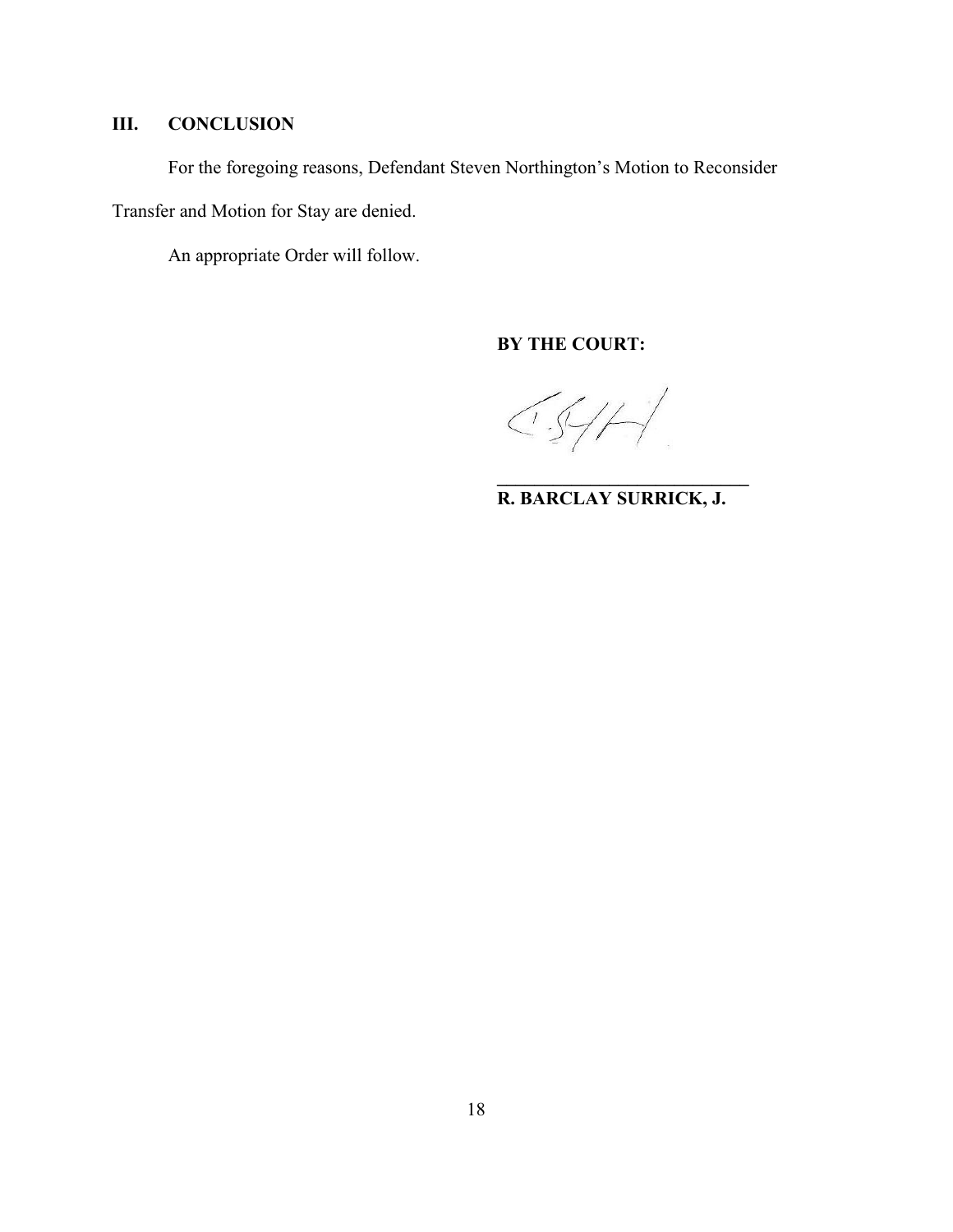## III. CONCLUSION

For the foregoing reasons, Defendant Steven Northington's Motion to Reconsider Transfer and Motion for Stay are denied.

An appropriate Order will follow.

**BY THE COURT:**

**R. BARCLAY SURRICK, J.**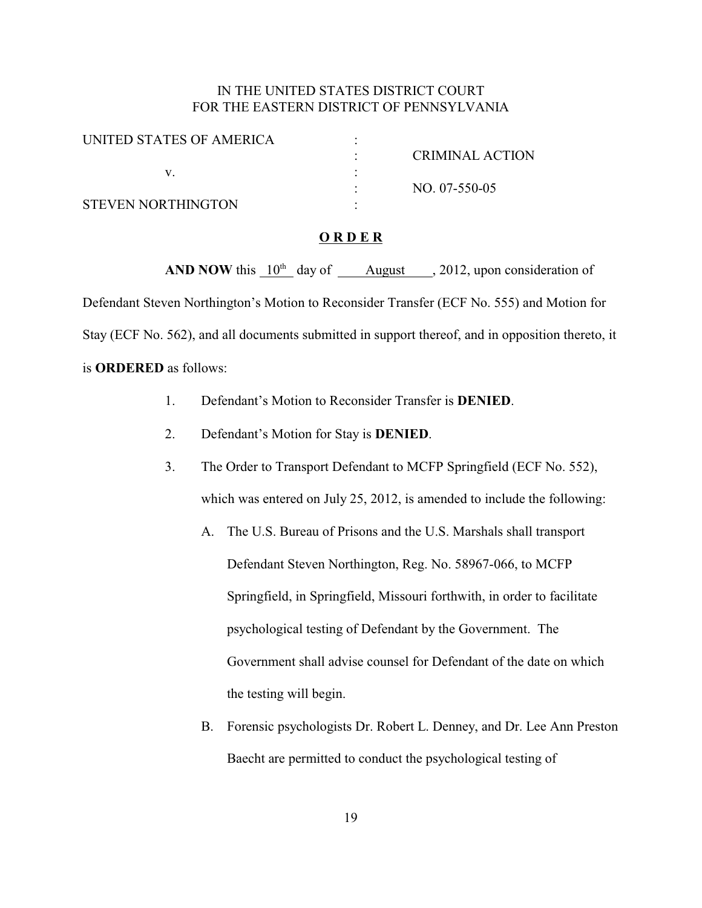IN THE UNITED STATES DISTRICT COURT
FOR THE EASTERN DISTRICT OF PENNSYLVANIA

| | | |
|---|---|---|
| UNITED STATES OF AMERICA | : | |
| | : | CRIMINAL ACTION |
| v. | : | |
| | : | NO. 07-550-05 |
| STEVEN NORTHINGTON | : | |

**O R D E R**

**AND NOW** this 10th day of August, 2012, upon consideration of Defendant Steven Northington's Motion to Reconsider Transfer (ECF No. 555) and Motion for Stay (ECF No. 562), and all documents submitted in support thereof, and in opposition thereto, it is **ORDERED** as follows:

1. Defendant's Motion to Reconsider Transfer is **DENIED**.
2. Defendant's Motion for Stay is **DENIED**.
3. The Order to Transport Defendant to MCFP Springfield (ECF No. 552), which was entered on July 25, 2012, is amended to include the following:
   A. The U.S. Bureau of Prisons and the U.S. Marshals shall transport Defendant Steven Northington, Reg. No. 58967-066, to MCFP Springfield, in Springfield, Missouri forthwith, in order to facilitate psychological testing of Defendant by the Government. The Government shall advise counsel for Defendant of the date on which the testing will begin.
   B. Forensic psychologists Dr. Robert L. Denney, and Dr. Lee Ann Preston Baecht are permitted to conduct the psychological testing of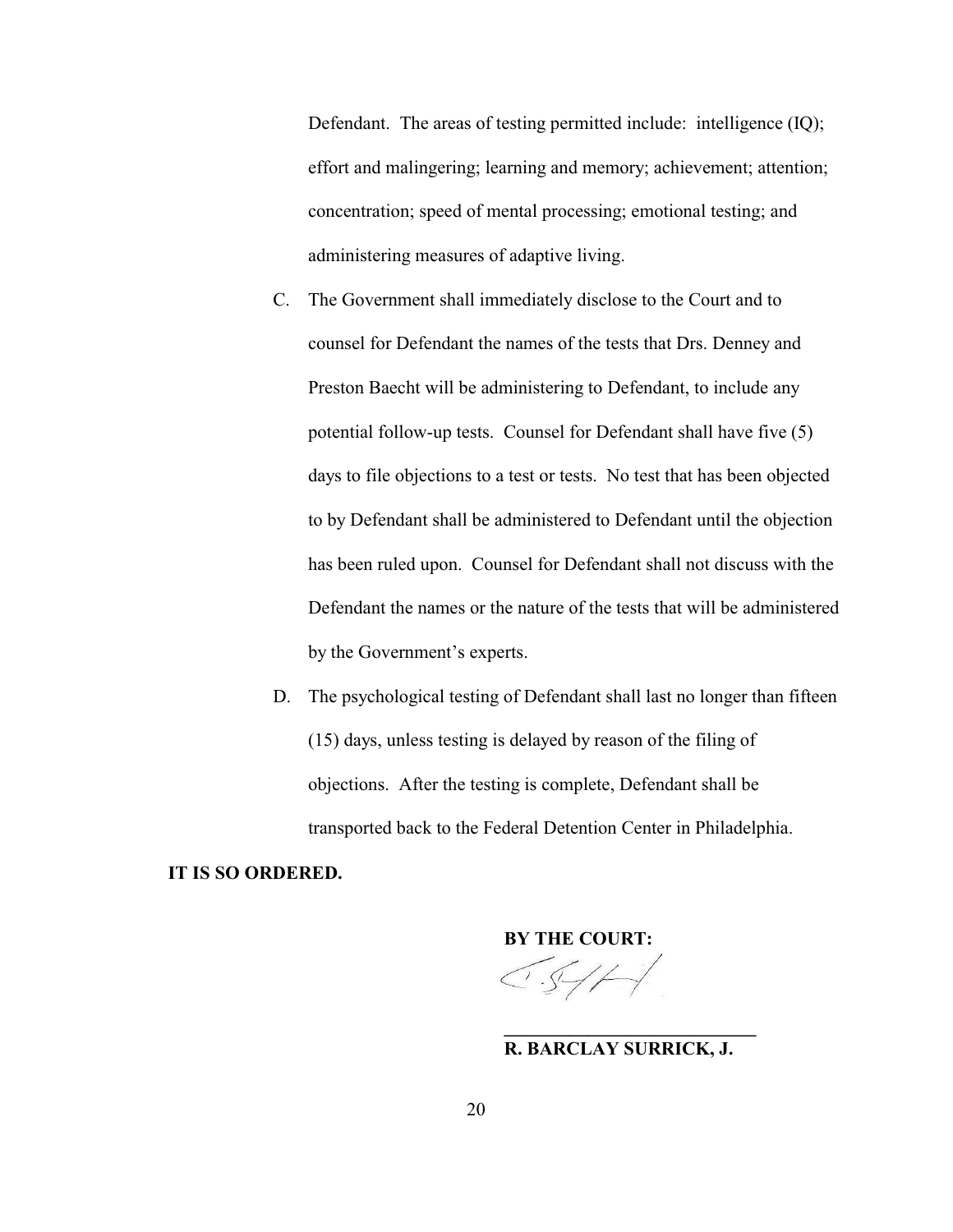Defendant. The areas of testing permitted include: intelligence (IQ); effort and malingering; learning and memory; achievement; attention; concentration; speed of mental processing; emotional testing; and administering measures of adaptive living.

C. The Government shall immediately disclose to the Court and to counsel for Defendant the names of the tests that Drs. Denney and Preston Baecht will be administering to Defendant, to include any potential follow-up tests. Counsel for Defendant shall have five (5) days to file objections to a test or tests. No test that has been objected to by Defendant shall be administered to Defendant until the objection has been ruled upon. Counsel for Defendant shall not discuss with the Defendant the names or the nature of the tests that will be administered by the Government's experts.

D. The psychological testing of Defendant shall last no longer than fifteen (15) days, unless testing is delayed by reason of the filing of objections. After the testing is complete, Defendant shall be transported back to the Federal Detention Center in Philadelphia.

**IT IS SO ORDERED.**

**BY THE COURT:**

\_\_\_\_\_\_\_\_\_\_\_\_\_\_\_\_\_\_\_\_\_\_\_\_\_\_\_

**R. BARCLAY SURRICK, J.**